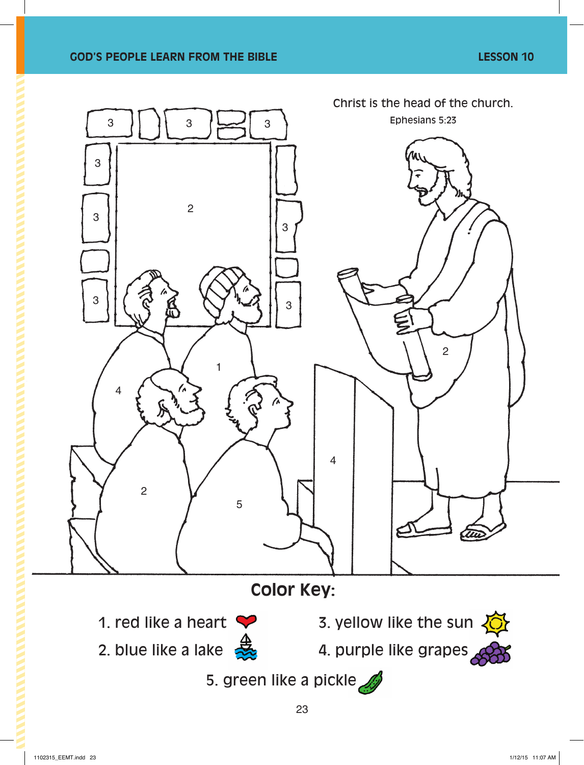Christ is the head of the church.
Ephesians 5:23

## Color Key:

1. red like a heart
2. blue like a lake
3. yellow like the sun
4. purple like grapes
5. green like a pickle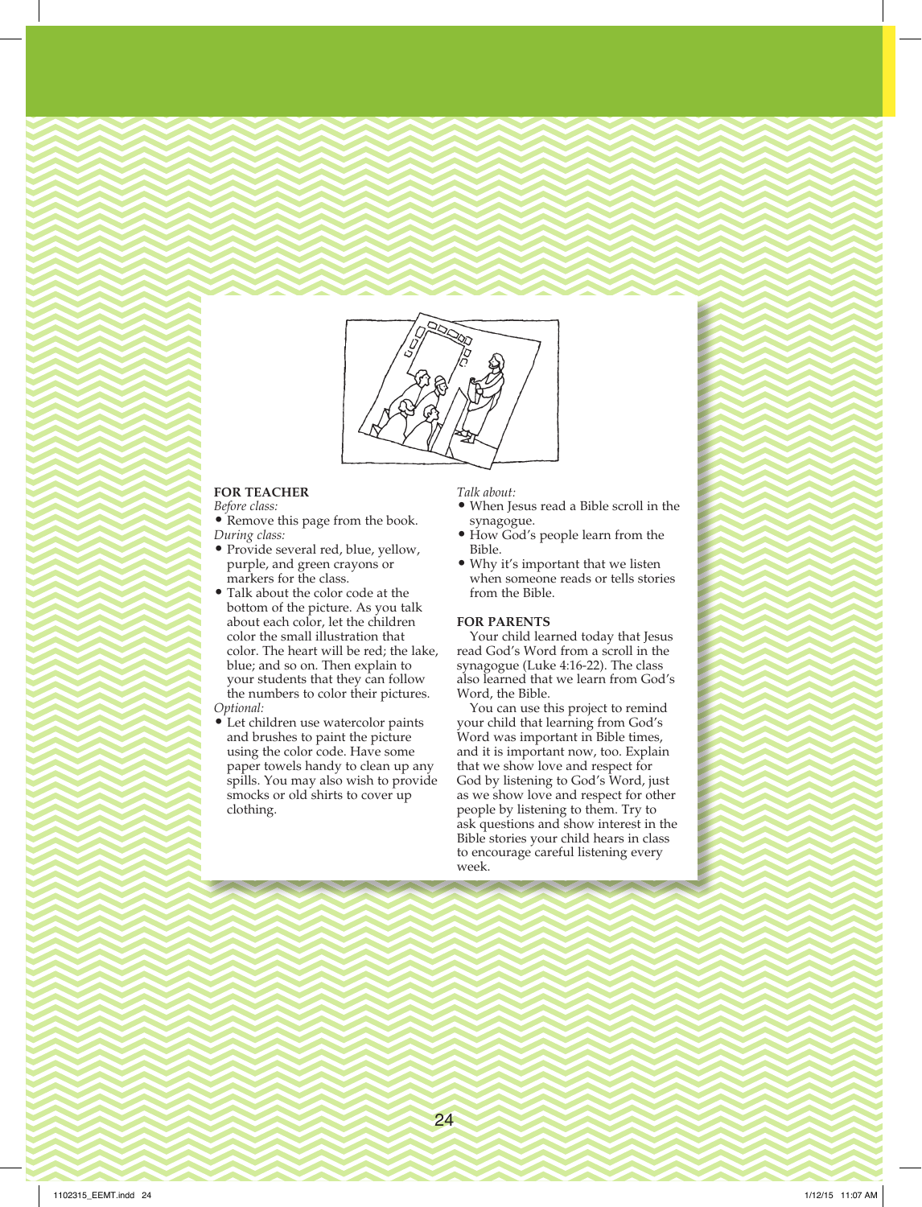**FOR TEACHER**

*Before class:*

- Remove this page from the book.

*During class:*

- Provide several red, blue, yellow, purple, and green crayons or markers for the class.
- Talk about the color code at the bottom of the picture. As you talk about each color, let the children color the small illustration that color. The heart will be red; the lake, blue; and so on. Then explain to your students that they can follow the numbers to color their pictures.

*Optional:*

- Let children use watercolor paints and brushes to paint the picture using the color code. Have some paper towels handy to clean up any spills. You may also wish to provide smocks or old shirts to cover up clothing.

*Talk about:*

- When Jesus read a Bible scroll in the synagogue.
- How God's people learn from the Bible.
- Why it's important that we listen when someone reads or tells stories from the Bible.

**FOR PARENTS**

Your child learned today that Jesus read God's Word from a scroll in the synagogue (Luke 4:16-22). The class also learned that we learn from God's Word, the Bible.

You can use this project to remind your child that learning from God's Word was important in Bible times, and it is important now, too. Explain that we show love and respect for God by listening to God's Word, just as we show love and respect for other people by listening to them. Try to ask questions and show interest in the Bible stories your child hears in class to encourage careful listening every week.